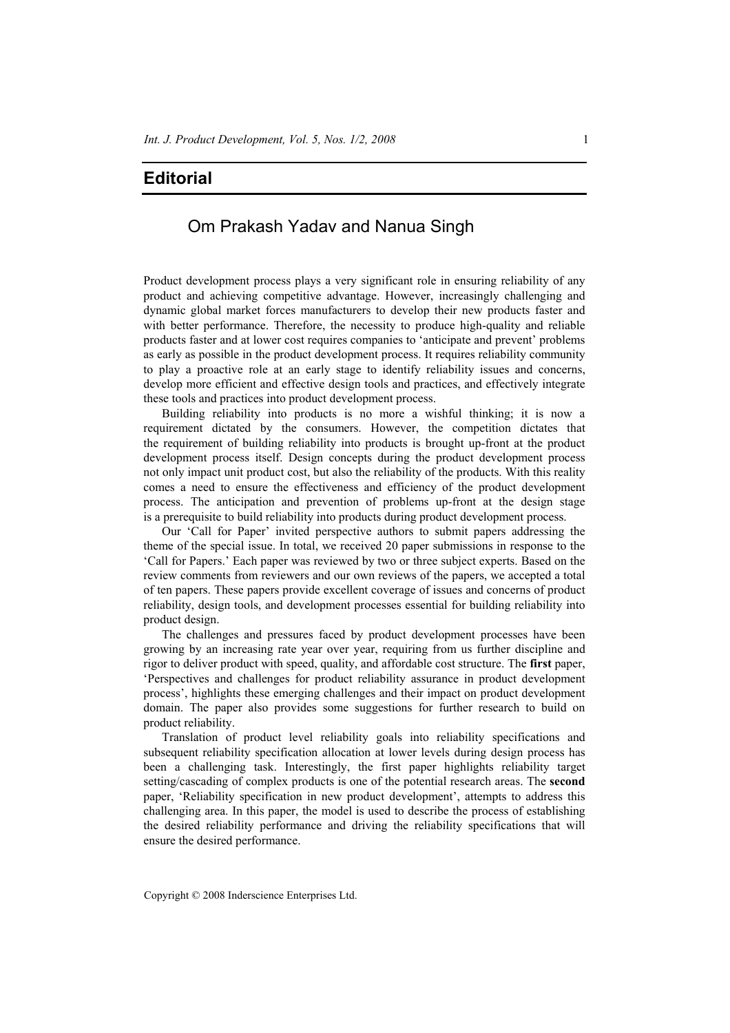# Editorial

## Om Prakash Yadav and Nanua Singh

Product development process plays a very significant role in ensuring reliability of any product and achieving competitive advantage. However, increasingly challenging and dynamic global market forces manufacturers to develop their new products faster and with better performance. Therefore, the necessity to produce high-quality and reliable products faster and at lower cost requires companies to 'anticipate and prevent' problems as early as possible in the product development process. It requires reliability community to play a proactive role at an early stage to identify reliability issues and concerns, develop more efficient and effective design tools and practices, and effectively integrate these tools and practices into product development process.

Building reliability into products is no more a wishful thinking; it is now a requirement dictated by the consumers. However, the competition dictates that the requirement of building reliability into products is brought up-front at the product development process itself. Design concepts during the product development process not only impact unit product cost, but also the reliability of the products. With this reality comes a need to ensure the effectiveness and efficiency of the product development process. The anticipation and prevention of problems up-front at the design stage is a prerequisite to build reliability into products during product development process.

Our 'Call for Paper' invited perspective authors to submit papers addressing the theme of the special issue. In total, we received 20 paper submissions in response to the 'Call for Papers.' Each paper was reviewed by two or three subject experts. Based on the review comments from reviewers and our own reviews of the papers, we accepted a total of ten papers. These papers provide excellent coverage of issues and concerns of product reliability, design tools, and development processes essential for building reliability into product design.

The challenges and pressures faced by product development processes have been growing by an increasing rate year over year, requiring from us further discipline and rigor to deliver product with speed, quality, and affordable cost structure. The **first** paper, 'Perspectives and challenges for product reliability assurance in product development process', highlights these emerging challenges and their impact on product development domain. The paper also provides some suggestions for further research to build on product reliability.

Translation of product level reliability goals into reliability specifications and subsequent reliability specification allocation at lower levels during design process has been a challenging task. Interestingly, the first paper highlights reliability target setting/cascading of complex products is one of the potential research areas. The **second** paper, 'Reliability specification in new product development', attempts to address this challenging area. In this paper, the model is used to describe the process of establishing the desired reliability performance and driving the reliability specifications that will ensure the desired performance.

Copyright © 2008 Inderscience Enterprises Ltd.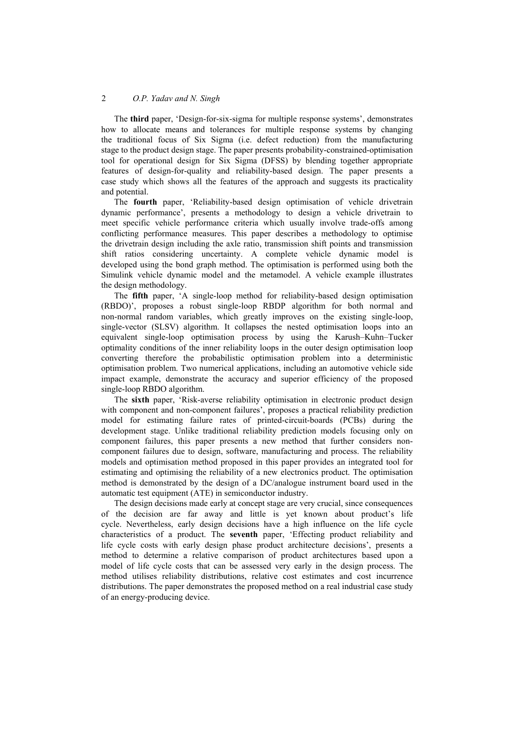The **third** paper, 'Design-for-six-sigma for multiple response systems', demonstrates how to allocate means and tolerances for multiple response systems by changing the traditional focus of Six Sigma (i.e. defect reduction) from the manufacturing stage to the product design stage. The paper presents probability-constrained-optimisation tool for operational design for Six Sigma (DFSS) by blending together appropriate features of design-for-quality and reliability-based design. The paper presents a case study which shows all the features of the approach and suggests its practicality and potential.

The **fourth** paper, 'Reliability-based design optimisation of vehicle drivetrain dynamic performance', presents a methodology to design a vehicle drivetrain to meet specific vehicle performance criteria which usually involve trade-offs among conflicting performance measures. This paper describes a methodology to optimise the drivetrain design including the axle ratio, transmission shift points and transmission shift ratios considering uncertainty. A complete vehicle dynamic model is developed using the bond graph method. The optimisation is performed using both the Simulink vehicle dynamic model and the metamodel. A vehicle example illustrates the design methodology.

The **fifth** paper, 'A single-loop method for reliability-based design optimisation (RBDO)', proposes a robust single-loop RBDP algorithm for both normal and non-normal random variables, which greatly improves on the existing single-loop, single-vector (SLSV) algorithm. It collapses the nested optimisation loops into an equivalent single-loop optimisation process by using the Karush–Kuhn–Tucker optimality conditions of the inner reliability loops in the outer design optimisation loop converting therefore the probabilistic optimisation problem into a deterministic optimisation problem. Two numerical applications, including an automotive vehicle side impact example, demonstrate the accuracy and superior efficiency of the proposed single-loop RBDO algorithm.

The **sixth** paper, 'Risk-averse reliability optimisation in electronic product design with component and non-component failures', proposes a practical reliability prediction model for estimating failure rates of printed-circuit-boards (PCBs) during the development stage. Unlike traditional reliability prediction models focusing only on component failures, this paper presents a new method that further considers non-component failures due to design, software, manufacturing and process. The reliability models and optimisation method proposed in this paper provides an integrated tool for estimating and optimising the reliability of a new electronics product. The optimisation method is demonstrated by the design of a DC/analogue instrument board used in the automatic test equipment (ATE) in semiconductor industry.

The design decisions made early at concept stage are very crucial, since consequences of the decision are far away and little is yet known about product's life cycle. Nevertheless, early design decisions have a high influence on the life cycle characteristics of a product. The **seventh** paper, 'Effecting product reliability and life cycle costs with early design phase product architecture decisions', presents a method to determine a relative comparison of product architectures based upon a model of life cycle costs that can be assessed very early in the design process. The method utilises reliability distributions, relative cost estimates and cost incurrence distributions. The paper demonstrates the proposed method on a real industrial case study of an energy-producing device.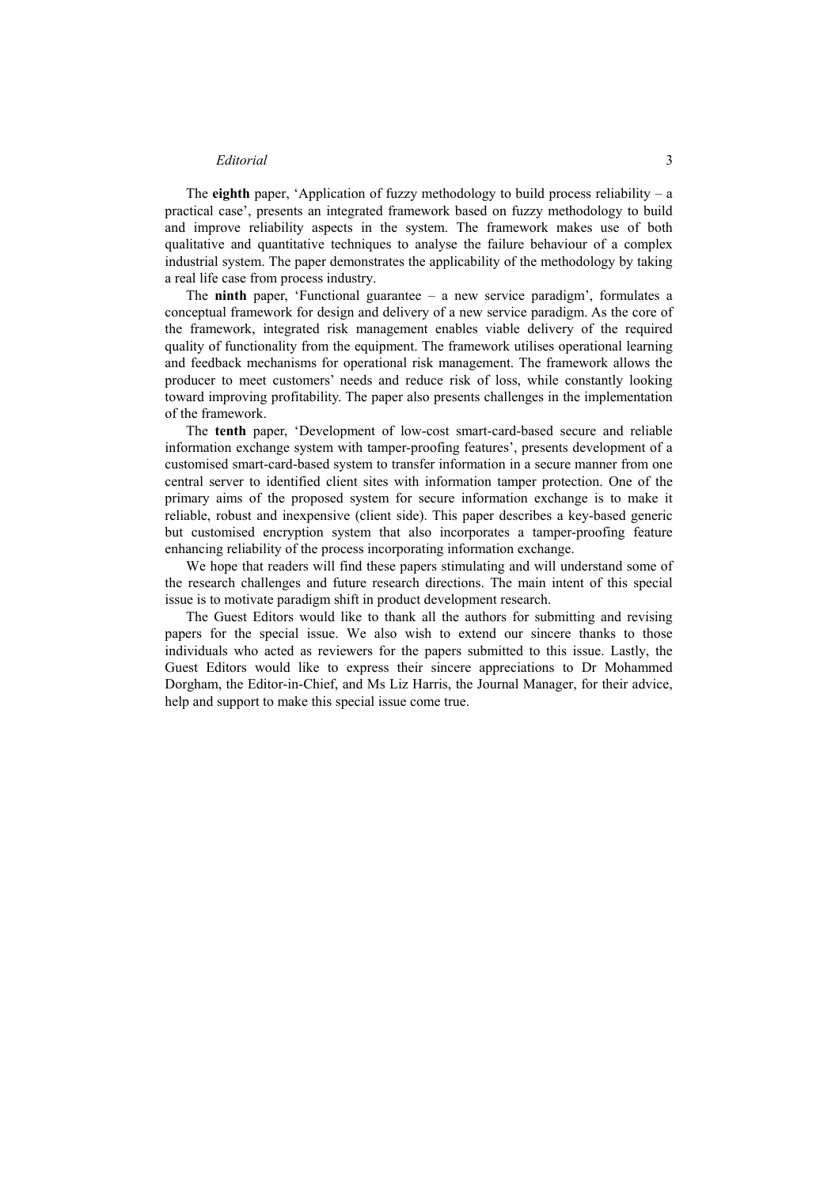The **eighth** paper, 'Application of fuzzy methodology to build process reliability – a practical case', presents an integrated framework based on fuzzy methodology to build and improve reliability aspects in the system. The framework makes use of both qualitative and quantitative techniques to analyse the failure behaviour of a complex industrial system. The paper demonstrates the applicability of the methodology by taking a real life case from process industry.

The **ninth** paper, 'Functional guarantee – a new service paradigm', formulates a conceptual framework for design and delivery of a new service paradigm. As the core of the framework, integrated risk management enables viable delivery of the required quality of functionality from the equipment. The framework utilises operational learning and feedback mechanisms for operational risk management. The framework allows the producer to meet customers' needs and reduce risk of loss, while constantly looking toward improving profitability. The paper also presents challenges in the implementation of the framework.

The **tenth** paper, 'Development of low-cost smart-card-based secure and reliable information exchange system with tamper-proofing features', presents development of a customised smart-card-based system to transfer information in a secure manner from one central server to identified client sites with information tamper protection. One of the primary aims of the proposed system for secure information exchange is to make it reliable, robust and inexpensive (client side). This paper describes a key-based generic but customised encryption system that also incorporates a tamper-proofing feature enhancing reliability of the process incorporating information exchange.

We hope that readers will find these papers stimulating and will understand some of the research challenges and future research directions. The main intent of this special issue is to motivate paradigm shift in product development research.

The Guest Editors would like to thank all the authors for submitting and revising papers for the special issue. We also wish to extend our sincere thanks to those individuals who acted as reviewers for the papers submitted to this issue. Lastly, the Guest Editors would like to express their sincere appreciations to Dr Mohammed Dorgham, the Editor-in-Chief, and Ms Liz Harris, the Journal Manager, for their advice, help and support to make this special issue come true.